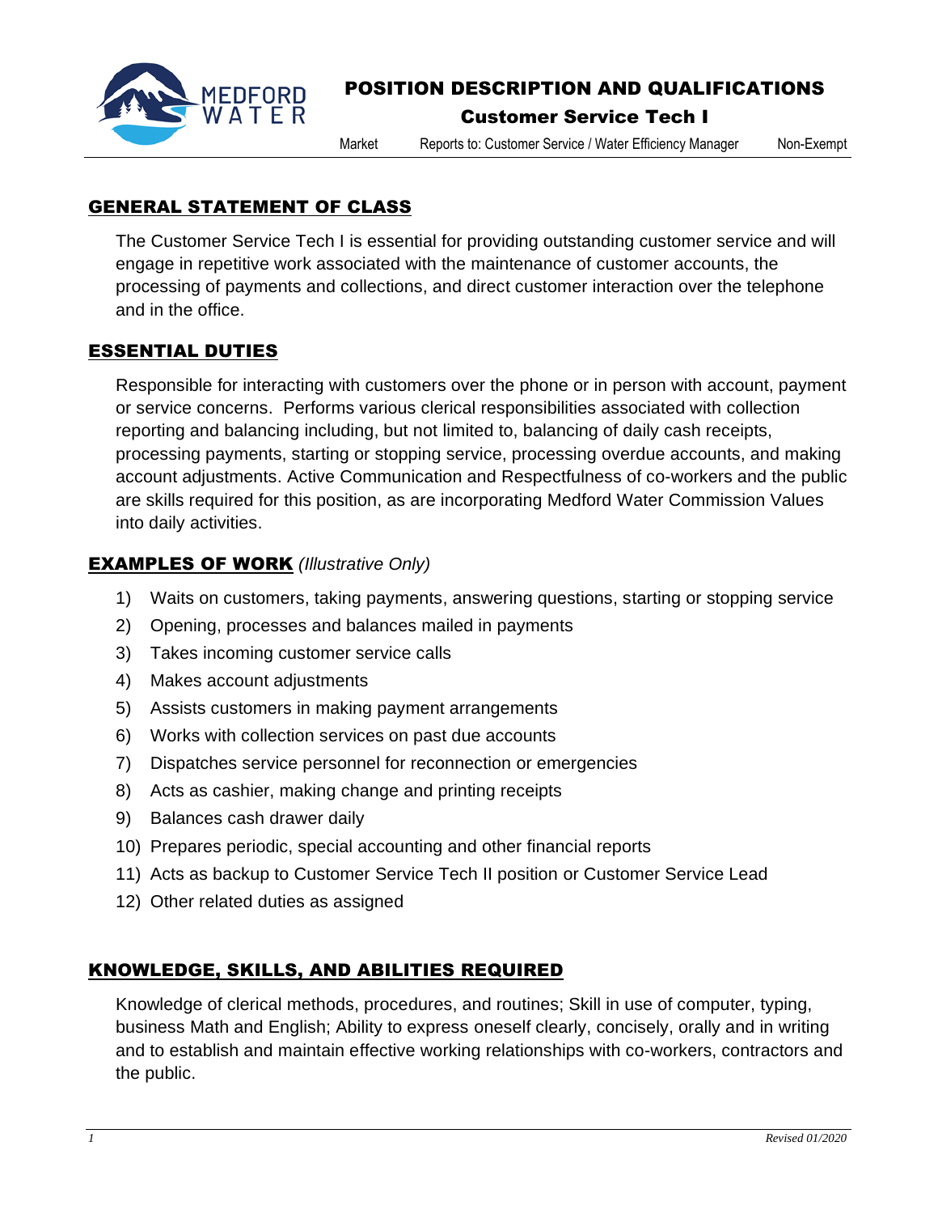# POSITION DESCRIPTION AND QUALIFICATIONS

## Customer Service Tech I

Market | Reports to: Customer Service / Water Efficiency Manager | Non-Exempt

## GENERAL STATEMENT OF CLASS

The Customer Service Tech I is essential for providing outstanding customer service and will engage in repetitive work associated with the maintenance of customer accounts, the processing of payments and collections, and direct customer interaction over the telephone and in the office.

## ESSENTIAL DUTIES

Responsible for interacting with customers over the phone or in person with account, payment or service concerns. Performs various clerical responsibilities associated with collection reporting and balancing including, but not limited to, balancing of daily cash receipts, processing payments, starting or stopping service, processing overdue accounts, and making account adjustments. Active Communication and Respectfulness of co-workers and the public are skills required for this position, as are incorporating Medford Water Commission Values into daily activities.

## EXAMPLES OF WORK *(Illustrative Only)*

1) Waits on customers, taking payments, answering questions, starting or stopping service
2) Opening, processes and balances mailed in payments
3) Takes incoming customer service calls
4) Makes account adjustments
5) Assists customers in making payment arrangements
6) Works with collection services on past due accounts
7) Dispatches service personnel for reconnection or emergencies
8) Acts as cashier, making change and printing receipts
9) Balances cash drawer daily
10) Prepares periodic, special accounting and other financial reports
11) Acts as backup to Customer Service Tech II position or Customer Service Lead
12) Other related duties as assigned

## KNOWLEDGE, SKILLS, AND ABILITIES REQUIRED

Knowledge of clerical methods, procedures, and routines; Skill in use of computer, typing, business Math and English; Ability to express oneself clearly, concisely, orally and in writing and to establish and maintain effective working relationships with co-workers, contractors and the public.

*Revised 01/2020*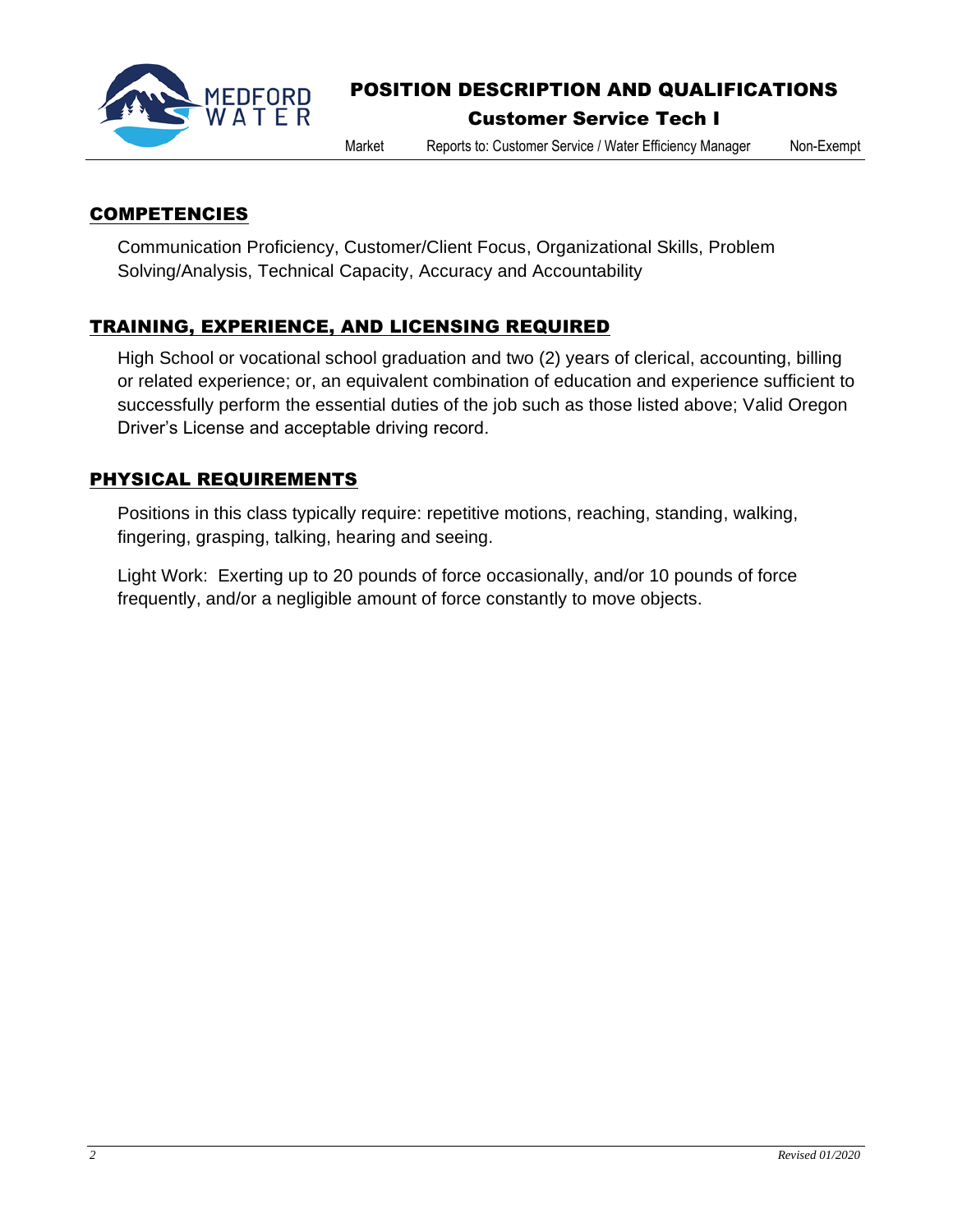# POSITION DESCRIPTION AND QUALIFICATIONS

## Customer Service Tech I

Market | Reports to: Customer Service / Water Efficiency Manager | Non-Exempt

## COMPETENCIES

Communication Proficiency, Customer/Client Focus, Organizational Skills, Problem Solving/Analysis, Technical Capacity, Accuracy and Accountability

## TRAINING, EXPERIENCE, AND LICENSING REQUIRED

High School or vocational school graduation and two (2) years of clerical, accounting, billing or related experience; or, an equivalent combination of education and experience sufficient to successfully perform the essential duties of the job such as those listed above; Valid Oregon Driver's License and acceptable driving record.

## PHYSICAL REQUIREMENTS

Positions in this class typically require: repetitive motions, reaching, standing, walking, fingering, grasping, talking, hearing and seeing.

Light Work: Exerting up to 20 pounds of force occasionally, and/or 10 pounds of force frequently, and/or a negligible amount of force constantly to move objects.

*Revised 01/2020*